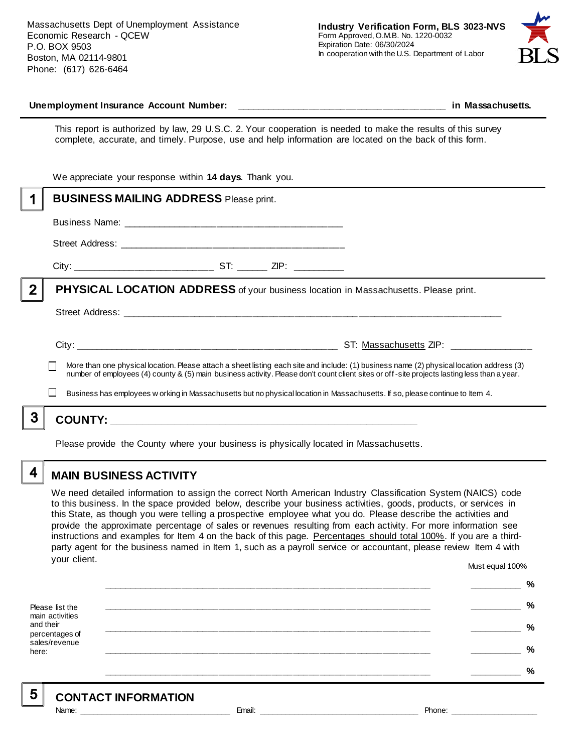Massachusetts Dept of Unemployment Assistance
Economic Research - QCEW
P.O. BOX 9503
Boston, MA 02114-9801
Phone: (617) 626-6464

**Industry Verification Form, BLS 3023-NVS**
Form Approved, O.M.B. No. 1220-0032
Expiration Date: 06/30/2024
In cooperation with the U.S. Department of Labor

BLS

**Unemployment Insurance Account Number:** ______________________________________ **in Massachusetts.**

This report is authorized by law, 29 U.S.C. 2. Your cooperation is needed to make the results of this survey complete, accurate, and timely. Purpose, use and help information are located on the back of this form.

We appreciate your response within **14 days**. Thank you.

## 1 BUSINESS MAILING ADDRESS Please print.

Business Name: ________________________________________

Street Address: ________________________________________

City: _________________________ ST: ______ ZIP: _________

## 2 PHYSICAL LOCATION ADDRESS of your business location in Massachusetts. Please print.

Street Address: ______________________________________________________________________

City: ________________________________________________ ST: Massachusetts ZIP: _______________

☐ More than one physical location. Please attach a sheet listing each site and include: (1) business name (2) physical location address (3) number of employees (4) county & (5) main business activity. Please don't count client sites or off-site projects lasting less than a year.

☐ Business has employees working in Massachusetts but no physical location in Massachusetts. If so, please continue to Item 4.

## 3 COUNTY: _______________________________________________________

Please provide the County where your business is physically located in Massachusetts.

## 4 MAIN BUSINESS ACTIVITY

We need detailed information to assign the correct North American Industry Classification System (NAICS) code to this business. In the space provided below, describe your business activities, goods, products, or services in this State, as though you were telling a prospective employee what you do. Please describe the activities and provide the approximate percentage of sales or revenues resulting from each activity. For more information see instructions and examples for Item 4 on the back of this page. Percentages should total 100%. If you are a third-party agent for the business named in Item 1, such as a payroll service or accountant, please review Item 4 with your client.

Must equal 100%

Please list the main activities and their percentages of sales/revenue here:

____________________________________________________________ __________ %

____________________________________________________________ __________ %

____________________________________________________________ __________ %

____________________________________________________________ __________ %

____________________________________________________________ __________ %

## 5 CONTACT INFORMATION

Name: ______________________________ Email: ________________________________ Phone: __________________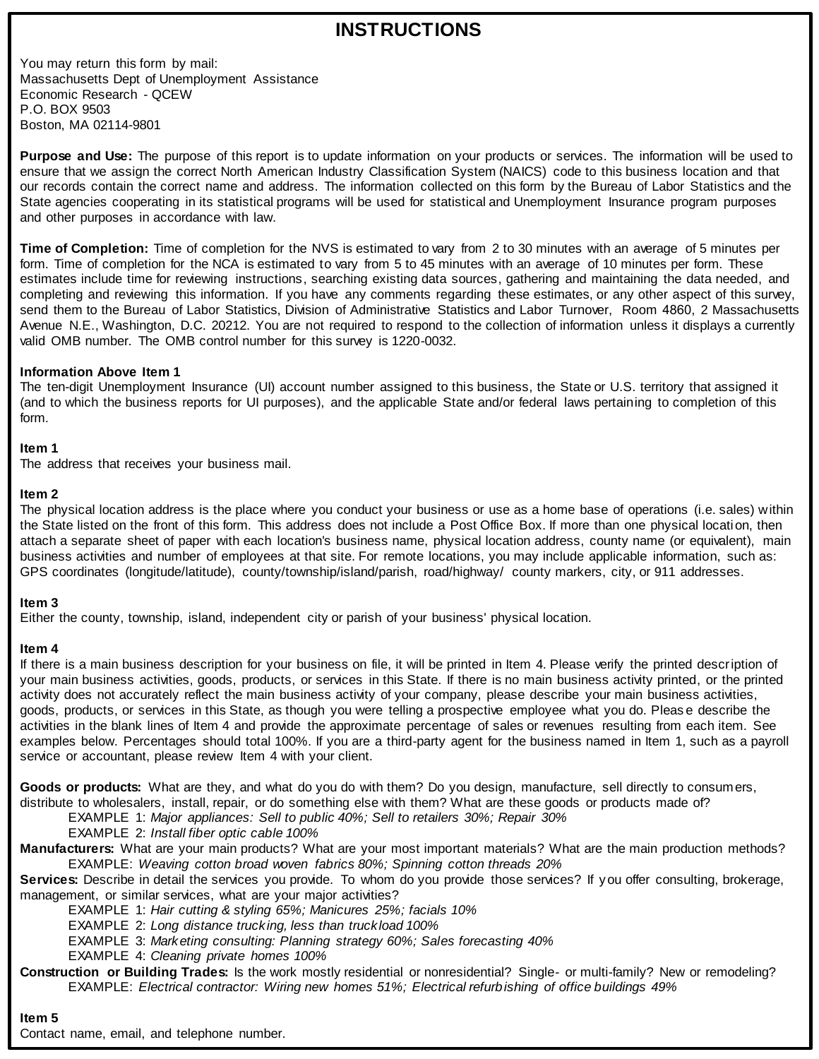# INSTRUCTIONS

You may return this form by mail:
Massachusetts Dept of Unemployment Assistance
Economic Research - QCEW
P.O. BOX 9503
Boston, MA 02114-9801

**Purpose and Use:** The purpose of this report is to update information on your products or services. The information will be used to ensure that we assign the correct North American Industry Classification System (NAICS) code to this business location and that our records contain the correct name and address. The information collected on this form by the Bureau of Labor Statistics and the State agencies cooperating in its statistical programs will be used for statistical and Unemployment Insurance program purposes and other purposes in accordance with law.

**Time of Completion:** Time of completion for the NVS is estimated to vary from 2 to 30 minutes with an average of 5 minutes per form. Time of completion for the NCA is estimated to vary from 5 to 45 minutes with an average of 10 minutes per form. These estimates include time for reviewing instructions, searching existing data sources, gathering and maintaining the data needed, and completing and reviewing this information. If you have any comments regarding these estimates, or any other aspect of this survey, send them to the Bureau of Labor Statistics, Division of Administrative Statistics and Labor Turnover, Room 4860, 2 Massachusetts Avenue N.E., Washington, D.C. 20212. You are not required to respond to the collection of information unless it displays a currently valid OMB number. The OMB control number for this survey is 1220-0032.

**Information Above Item 1**
The ten-digit Unemployment Insurance (UI) account number assigned to this business, the State or U.S. territory that assigned it (and to which the business reports for UI purposes), and the applicable State and/or federal laws pertaining to completion of this form.

**Item 1**
The address that receives your business mail.

**Item 2**
The physical location address is the place where you conduct your business or use as a home base of operations (i.e. sales) within the State listed on the front of this form. This address does not include a Post Office Box. If more than one physical location, then attach a separate sheet of paper with each location's business name, physical location address, county name (or equivalent), main business activities and number of employees at that site. For remote locations, you may include applicable information, such as: GPS coordinates (longitude/latitude), county/township/island/parish, road/highway/ county markers, city, or 911 addresses.

**Item 3**
Either the county, township, island, independent city or parish of your business' physical location.

**Item 4**
If there is a main business description for your business on file, it will be printed in Item 4. Please verify the printed description of your main business activities, goods, products, or services in this State. If there is no main business activity printed, or the printed activity does not accurately reflect the main business activity of your company, please describe your main business activities, goods, products, or services in this State, as though you were telling a prospective employee what you do. Please describe the activities in the blank lines of Item 4 and provide the approximate percentage of sales or revenues resulting from each item. See examples below. Percentages should total 100%. If you are a third-party agent for the business named in Item 1, such as a payroll service or accountant, please review Item 4 with your client.

**Goods or products:** What are they, and what do you do with them? Do you design, manufacture, sell directly to consumers, distribute to wholesalers, install, repair, or do something else with them? What are these goods or products made of?

EXAMPLE 1: *Major appliances: Sell to public 40%; Sell to retailers 30%; Repair 30%*
EXAMPLE 2: *Install fiber optic cable 100%*

**Manufacturers:** What are your main products? What are your most important materials? What are the main production methods?

EXAMPLE: *Weaving cotton broad woven fabrics 80%; Spinning cotton threads 20%*

**Services:** Describe in detail the services you provide. To whom do you provide those services? If you offer consulting, brokerage, management, or similar services, what are your major activities?

EXAMPLE 1: *Hair cutting & styling 65%; Manicures 25%; facials 10%*
EXAMPLE 2: *Long distance trucking, less than truckload 100%*
EXAMPLE 3: *Marketing consulting: Planning strategy 60%; Sales forecasting 40%*
EXAMPLE 4: *Cleaning private homes 100%*

**Construction or Building Trades:** Is the work mostly residential or nonresidential? Single- or multi-family? New or remodeling?

EXAMPLE: *Electrical contractor: Wiring new homes 51%; Electrical refurbishing of office buildings 49%*

**Item 5**
Contact name, email, and telephone number.